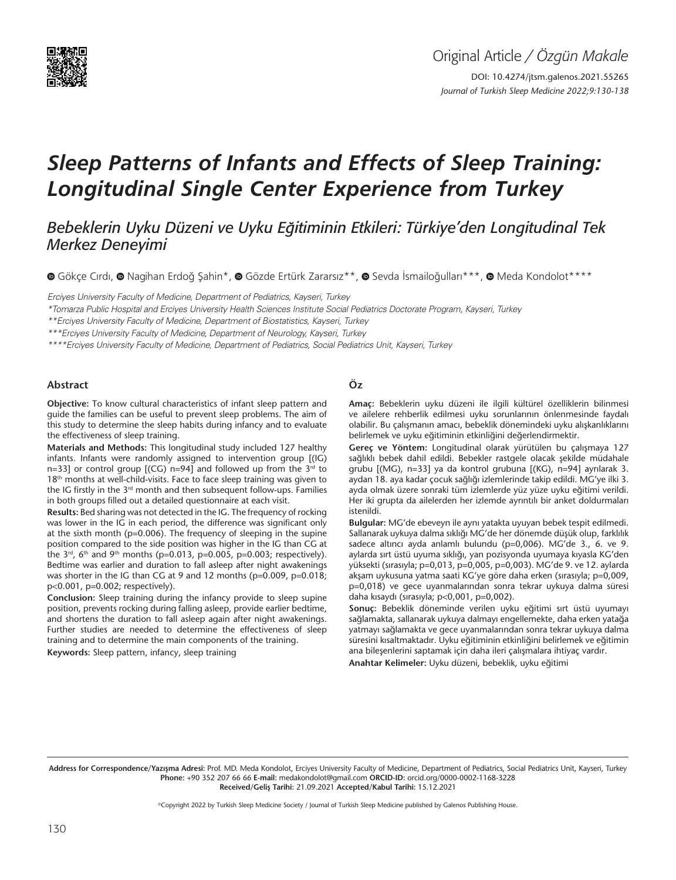Original Article / *Özgün Makale*

DOI: 10.4274/jtsm.galenos.2021.55265

# *Sleep Patterns of Infants and Effects of Sleep Training: Longitudinal Single Center Experience from Turkey*

## *Bebeklerin Uyku Düzeni ve Uyku Eğitiminin Etkileri: Türkiye'den Longitudinal Tek Merkez Deneyimi*

Gökçe Cırdı, Nagihan Erdoğ Şahin*, Gözde Ertürk Zararsız**, Sevda İsmailoğulları***, Meda Kondolot****

*Erciyes University Faculty of Medicine, Department of Pediatrics, Kayseri, Turkey*

*\*Tomarza Public Hospital and Erciyes University Health Sciences Institute Social Pediatrics Doctorate Program, Kayseri, Turkey*

*\*\*Erciyes University Faculty of Medicine, Department of Biostatistics, Kayseri, Turkey*

*\*\*\*Erciyes University Faculty of Medicine, Department of Neurology, Kayseri, Turkey*

*\*\*\*\*Erciyes University Faculty of Medicine, Department of Pediatrics, Social Pediatrics Unit, Kayseri, Turkey*

### Abstract

**Objective:** To know cultural characteristics of infant sleep pattern and guide the families can be useful to prevent sleep problems. The aim of this study to determine the sleep habits during infancy and to evaluate the effectiveness of sleep training.

**Materials and Methods:** This longitudinal study included 127 healthy infants. Infants were randomly assigned to intervention group [(IG) n=33] or control group [(CG) n=94] and followed up from the 3rd to 18th months at well-child-visits. Face to face sleep training was given to the IG firstly in the 3rd month and then subsequent follow-ups. Families in both groups filled out a detailed questionnaire at each visit.

**Results:** Bed sharing was not detected in the IG. The frequency of rocking was lower in the IG in each period, the difference was significant only at the sixth month (p=0.006). The frequency of sleeping in the supine position compared to the side position was higher in the IG than CG at the 3rd, 6th and 9th months (p=0.013, p=0.005, p=0.003; respectively). Bedtime was earlier and duration to fall asleep after night awakenings was shorter in the IG than CG at 9 and 12 months (p=0.009, p=0.018; p<0.001, p=0.002; respectively).

**Conclusion:** Sleep training during the infancy provide to sleep supine position, prevents rocking during falling asleep, provide earlier bedtime, and shortens the duration to fall asleep again after night awakenings. Further studies are needed to determine the effectiveness of sleep training and to determine the main components of the training.

**Keywords:** Sleep pattern, infancy, sleep training

### Öz

**Amaç:** Bebeklerin uyku düzeni ile ilgili kültürel özelliklerin bilinmesi ve ailelere rehberlik edilmesi uyku sorunlarının önlenmesinde faydalı olabilir. Bu çalışmanın amacı, bebeklik dönemindeki uyku alışkanlıklarını belirlemek ve uyku eğitiminin etkinliğini değerlendirmektir.

**Gereç ve Yöntem:** Longitudinal olarak yürütülen bu çalışmaya 127 sağlıklı bebek dahil edildi. Bebekler rastgele olacak şekilde müdahale grubu [(MG), n=33] ya da kontrol grubuna [(KG), n=94] ayrılarak 3. aydan 18. aya kadar çocuk sağlığı izlemlerinden takip edildi. MG'ye ilki 3. ayda olmak üzere sonraki tüm izlemlerde yüz yüze uyku eğitimi verildi. Her iki grupta da ailelerden her izlemde ayrıntılı bir anket doldurmaları istenildi.

**Bulgular:** MG'de ebeveyn ile aynı yatakta uyuyan bebek tespit edilmedi. Sallanarak uykuya dalma sıklığı MG'de her dönemde düşük olup, farklılık sadece altıncı ayda anlamlı bulundu (p=0,006). MG'de 3., 6. ve 9. aylarda sırt üstü uyuma sıklığı, yan pozisyonda uyumaya kıyasla KG'den yüksekti (sırasıyla; p=0,013, p=0,005, p=0,003). MG'de 9. ve 12. aylarda akşam uykusuna yatma saati KG'ye göre daha erken (sırasıyla; p=0,009, p=0,018) ve gece uyanmalarından sonra tekrar uykuya dalma süresi daha kısaydı (sırasıyla; p<0,001, p=0,002).

**Sonuç:** Bebeklik döneminde verilen uyku eğitimi sırt üstü uyumayı sağlamakta, sallanarak uykuya dalmayı engellemekte, daha erken yatağa yatmayı sağlamakta ve gece uyanmalarından sonra tekrar uykuya dalma süresini kısaltmaktadır. Uyku eğitiminin etkinliğini belirlemek ve eğitimin ana bileşenlerini saptamak için daha ileri çalışmalara ihtiyaç vardır.

**Anahtar Kelimeler:** Uyku düzeni, bebeklik, uyku eğitimi

**Address for Correspondence/Yazışma Adresi:** Prof. MD. Meda Kondolot, Erciyes University Faculty of Medicine, Department of Pediatrics, Social Pediatrics Unit, Kayseri, Turkey
**Phone:** +90 352 207 66 66 **E-mail:** medakondolot@gmail.com **ORCID-ID:** orcid.org/0000-0002-1168-3228
**Received/Geliş Tarihi:** 21.09.2021 **Accepted/Kabul Tarihi:** 15.12.2021

©Copyright 2022 by Turkish Sleep Medicine Society / Journal of Turkish Sleep Medicine published by Galenos Publishing House.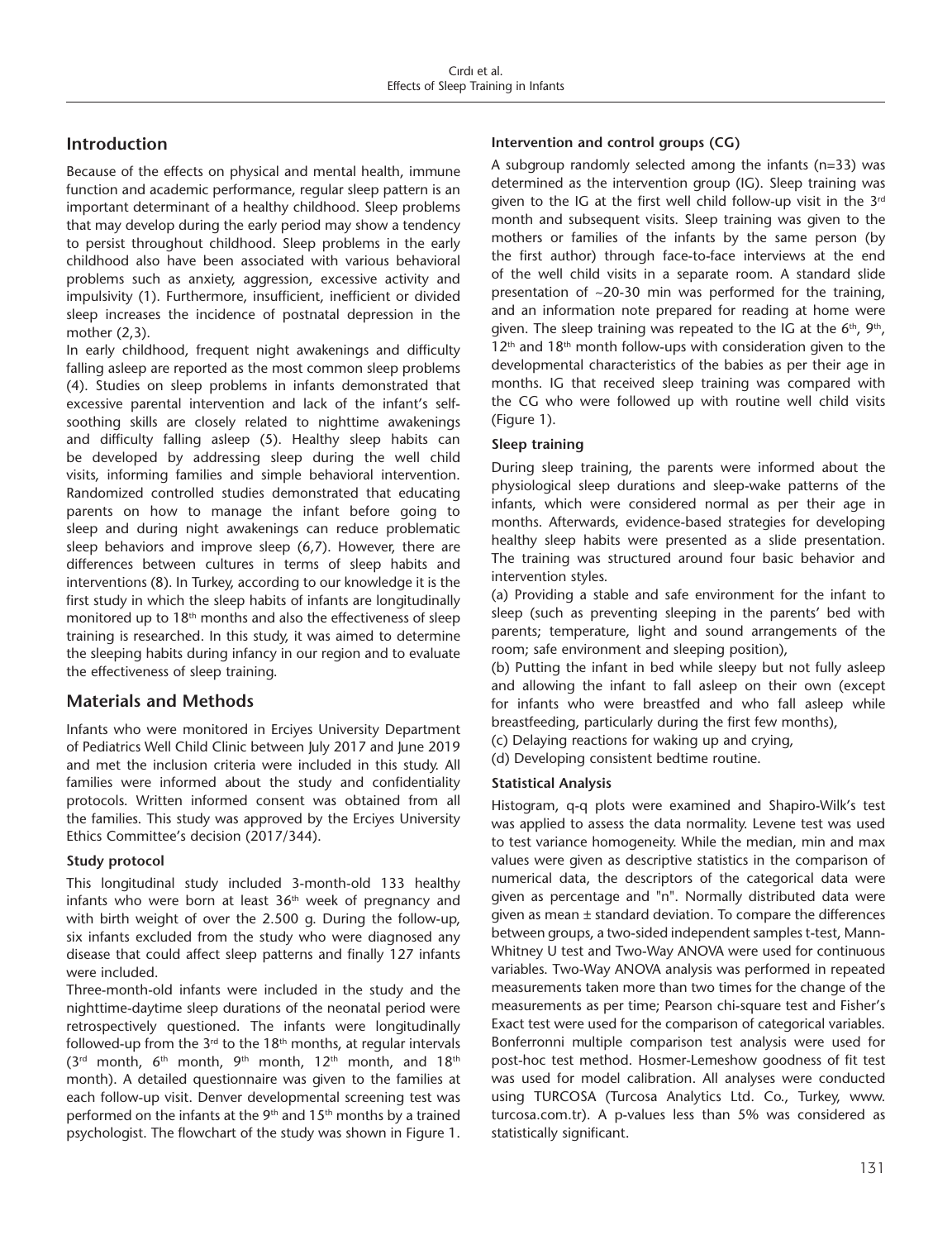## Introduction

Because of the effects on physical and mental health, immune function and academic performance, regular sleep pattern is an important determinant of a healthy childhood. Sleep problems that may develop during the early period may show a tendency to persist throughout childhood. Sleep problems in the early childhood also have been associated with various behavioral problems such as anxiety, aggression, excessive activity and impulsivity (1). Furthermore, insufficient, inefficient or divided sleep increases the incidence of postnatal depression in the mother (2,3).

In early childhood, frequent night awakenings and difficulty falling asleep are reported as the most common sleep problems (4). Studies on sleep problems in infants demonstrated that excessive parental intervention and lack of the infant's self-soothing skills are closely related to nighttime awakenings and difficulty falling asleep (5). Healthy sleep habits can be developed by addressing sleep during the well child visits, informing families and simple behavioral intervention. Randomized controlled studies demonstrated that educating parents on how to manage the infant before going to sleep and during night awakenings can reduce problematic sleep behaviors and improve sleep (6,7). However, there are differences between cultures in terms of sleep habits and interventions (8). In Turkey, according to our knowledge it is the first study in which the sleep habits of infants are longitudinally monitored up to 18th months and also the effectiveness of sleep training is researched. In this study, it was aimed to determine the sleeping habits during infancy in our region and to evaluate the effectiveness of sleep training.

## Materials and Methods

Infants who were monitored in Erciyes University Department of Pediatrics Well Child Clinic between July 2017 and June 2019 and met the inclusion criteria were included in this study. All families were informed about the study and confidentiality protocols. Written informed consent was obtained from all the families. This study was approved by the Erciyes University Ethics Committee's decision (2017/344).

### Study protocol

This longitudinal study included 3-month-old 133 healthy infants who were born at least 36th week of pregnancy and with birth weight of over the 2.500 g. During the follow-up, six infants excluded from the study who were diagnosed any disease that could affect sleep patterns and finally 127 infants were included.

Three-month-old infants were included in the study and the nighttime-daytime sleep durations of the neonatal period were retrospectively questioned. The infants were longitudinally followed-up from the 3rd to the 18th months, at regular intervals (3rd month, 6th month, 9th month, 12th month, and 18th month). A detailed questionnaire was given to the families at each follow-up visit. Denver developmental screening test was performed on the infants at the 9th and 15th months by a trained psychologist. The flowchart of the study was shown in Figure 1.

### Intervention and control groups (CG)

A subgroup randomly selected among the infants (n=33) was determined as the intervention group (IG). Sleep training was given to the IG at the first well child follow-up visit in the 3rd month and subsequent visits. Sleep training was given to the mothers or families of the infants by the same person (by the first author) through face-to-face interviews at the end of the well child visits in a separate room. A standard slide presentation of ~20-30 min was performed for the training, and an information note prepared for reading at home were given. The sleep training was repeated to the IG at the 6th, 9th, 12th and 18th month follow-ups with consideration given to the developmental characteristics of the babies as per their age in months. IG that received sleep training was compared with the CG who were followed up with routine well child visits (Figure 1).

### Sleep training

During sleep training, the parents were informed about the physiological sleep durations and sleep-wake patterns of the infants, which were considered normal as per their age in months. Afterwards, evidence-based strategies for developing healthy sleep habits were presented as a slide presentation. The training was structured around four basic behavior and intervention styles.

(a) Providing a stable and safe environment for the infant to sleep (such as preventing sleeping in the parents' bed with parents; temperature, light and sound arrangements of the room; safe environment and sleeping position),

(b) Putting the infant in bed while sleepy but not fully asleep and allowing the infant to fall asleep on their own (except for infants who were breastfed and who fall asleep while breastfeeding, particularly during the first few months),

(c) Delaying reactions for waking up and crying,

(d) Developing consistent bedtime routine.

### Statistical Analysis

Histogram, q-q plots were examined and Shapiro-Wilk's test was applied to assess the data normality. Levene test was used to test variance homogeneity. While the median, min and max values were given as descriptive statistics in the comparison of numerical data, the descriptors of the categorical data were given as percentage and "n". Normally distributed data were given as mean ± standard deviation. To compare the differences between groups, a two-sided independent samples t-test, Mann-Whitney U test and Two-Way ANOVA were used for continuous variables. Two-Way ANOVA analysis was performed in repeated measurements taken more than two times for the change of the measurements as per time; Pearson chi-square test and Fisher's Exact test were used for the comparison of categorical variables. Bonferronni multiple comparison test analysis were used for post-hoc test method. Hosmer-Lemeshow goodness of fit test was used for model calibration. All analyses were conducted using TURCOSA (Turcosa Analytics Ltd. Co., Turkey, www.turcosa.com.tr). A p-values less than 5% was considered as statistically significant.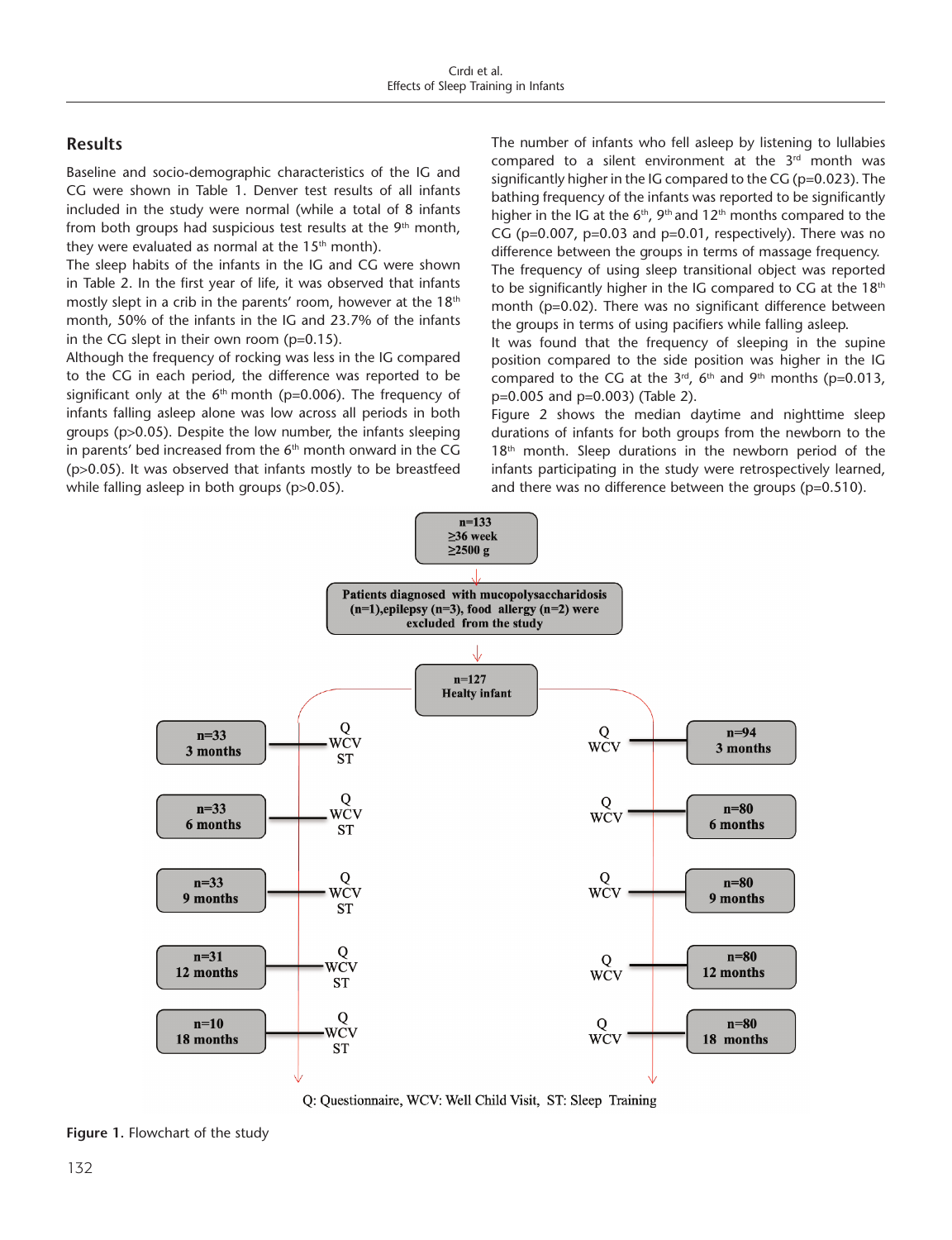## Results

Baseline and socio-demographic characteristics of the IG and CG were shown in Table 1. Denver test results of all infants included in the study were normal (while a total of 8 infants from both groups had suspicious test results at the 9th month, they were evaluated as normal at the 15th month).

The sleep habits of the infants in the IG and CG were shown in Table 2. In the first year of life, it was observed that infants mostly slept in a crib in the parents' room, however at the 18th month, 50% of the infants in the IG and 23.7% of the infants in the CG slept in their own room (p=0.15).

Although the frequency of rocking was less in the IG compared to the CG in each period, the difference was reported to be significant only at the 6th month (p=0.006). The frequency of infants falling asleep alone was low across all periods in both groups (p>0.05). Despite the low number, the infants sleeping in parents' bed increased from the 6th month onward in the CG (p>0.05). It was observed that infants mostly to be breastfeed while falling asleep in both groups (p>0.05).

The number of infants who fell asleep by listening to lullabies compared to a silent environment at the 3rd month was significantly higher in the IG compared to the CG (p=0.023). The bathing frequency of the infants was reported to be significantly higher in the IG at the 6th, 9th and 12th months compared to the CG (p=0.007, p=0.03 and p=0.01, respectively). There was no difference between the groups in terms of massage frequency.

The frequency of using sleep transitional object was reported to be significantly higher in the IG compared to CG at the 18th month (p=0.02). There was no significant difference between the groups in terms of using pacifiers while falling asleep.

It was found that the frequency of sleeping in the supine position compared to the side position was higher in the IG compared to the CG at the 3rd, 6th and 9th months (p=0.013, p=0.005 and p=0.003) (Table 2).

Figure 2 shows the median daytime and nighttime sleep durations of infants for both groups from the newborn to the 18th month. Sleep durations in the newborn period of the infants participating in the study were retrospectively learned, and there was no difference between the groups (p=0.510).

n=133
≥36 week
≥2500 g

Patients diagnosed with mucopolysaccharidosis (n=1),epilepsy (n=3), food allergy (n=2) were excluded from the study

n=127
Healty infant

| Intervention group | Follow-up | Follow-up | Control group |
|---|---|---|---|
| n=33, 3 months | Q, WCV, ST | Q, WCV | n=94, 3 months |
| n=33, 6 months | Q, WCV, ST | Q, WCV | n=80, 6 months |
| n=33, 9 months | Q, WCV, ST | Q, WCV | n=80, 9 months |
| n=31, 12 months | Q, WCV, ST | Q, WCV | n=80, 12 months |
| n=10, 18 months | Q, WCV, ST | Q, WCV | n=80, 18 months |

Q: Questionnaire, WCV: Well Child Visit, ST: Sleep Training

**Figure 1.** Flowchart of the study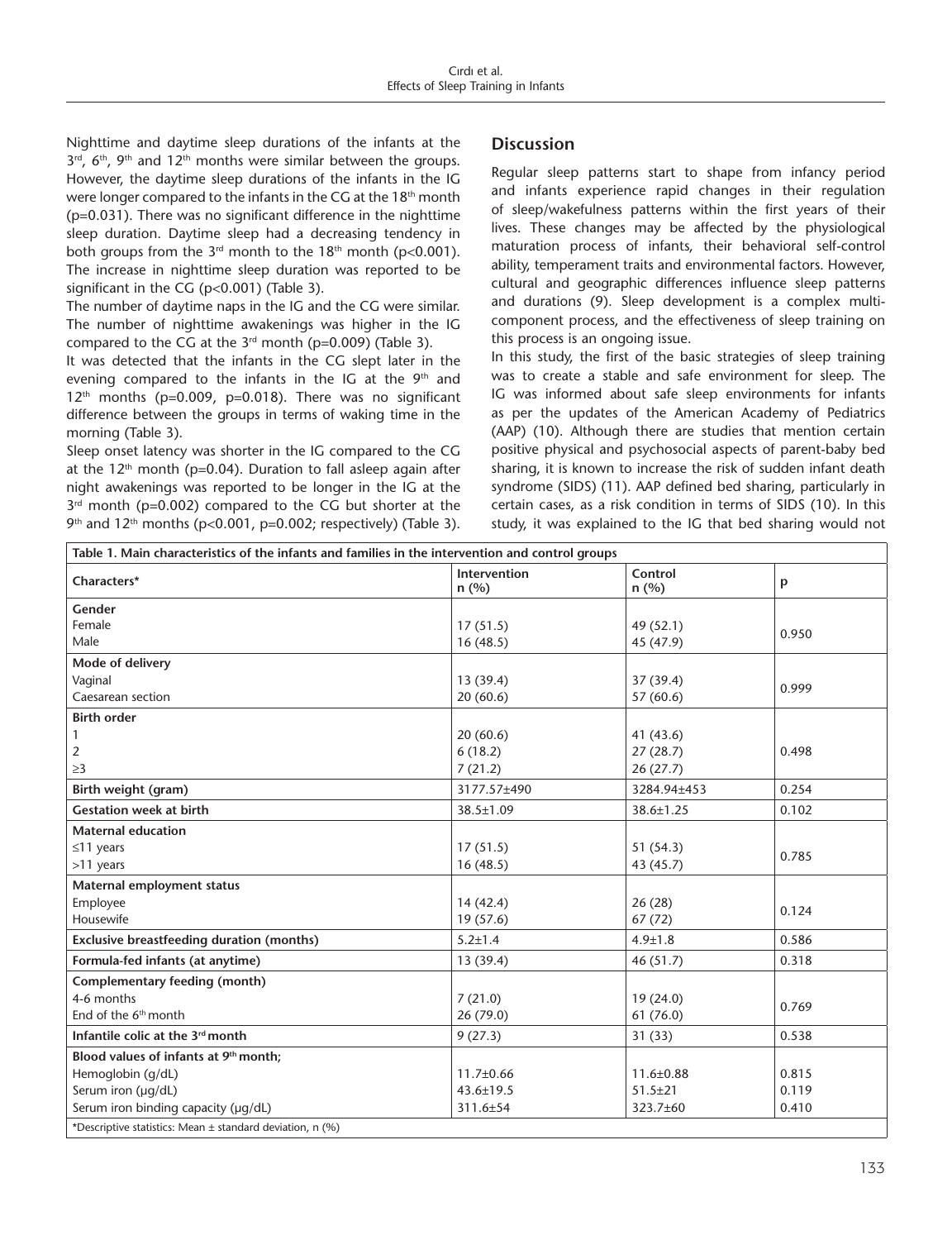Nighttime and daytime sleep durations of the infants at the 3rd, 6th, 9th and 12th months were similar between the groups. However, the daytime sleep durations of the infants in the IG were longer compared to the infants in the CG at the 18th month ($p=0.031$). There was no significant difference in the nighttime sleep duration. Daytime sleep had a decreasing tendency in both groups from the 3rd month to the 18th month ($p<0.001$). The increase in nighttime sleep duration was reported to be significant in the CG ($p<0.001$) (Table 3).

The number of daytime naps in the IG and the CG were similar. The number of nighttime awakenings was higher in the IG compared to the CG at the 3rd month ($p=0.009$) (Table 3).

It was detected that the infants in the CG slept later in the evening compared to the infants in the IG at the 9th and 12th months ($p=0.009$, $p=0.018$). There was no significant difference between the groups in terms of waking time in the morning (Table 3).

Sleep onset latency was shorter in the IG compared to the CG at the 12th month ($p=0.04$). Duration to fall asleep again after night awakenings was reported to be longer in the IG at the 3rd month ($p=0.002$) compared to the CG but shorter at the 9th and 12th months ($p<0.001$, $p=0.002$; respectively) (Table 3).

## Discussion

Regular sleep patterns start to shape from infancy period and infants experience rapid changes in their regulation of sleep/wakefulness patterns within the first years of their lives. These changes may be affected by the physiological maturation process of infants, their behavioral self-control ability, temperament traits and environmental factors. However, cultural and geographic differences influence sleep patterns and durations (9). Sleep development is a complex multi-component process, and the effectiveness of sleep training on this process is an ongoing issue.

In this study, the first of the basic strategies of sleep training was to create a stable and safe environment for sleep. The IG was informed about safe sleep environments for infants as per the updates of the American Academy of Pediatrics (AAP) (10). Although there are studies that mention certain positive physical and psychosocial aspects of parent-baby bed sharing, it is known to increase the risk of sudden infant death syndrome (SIDS) (11). AAP defined bed sharing, particularly in certain cases, as a risk condition in terms of SIDS (10). In this study, it was explained to the IG that bed sharing would not

**Table 1. Main characteristics of the infants and families in the intervention and control groups**

| Characters* | Intervention n (%) | Control n (%) | p |
|---|---|---|---|
| **Gender** | | | |
| Female | 17 (51.5) | 49 (52.1) | 0.950 |
| Male | 16 (48.5) | 45 (47.9) | |
| **Mode of delivery** | | | |
| Vaginal | 13 (39.4) | 37 (39.4) | 0.999 |
| Caesarean section | 20 (60.6) | 57 (60.6) | |
| **Birth order** | | | |
| 1 | 20 (60.6) | 41 (43.6) | |
| 2 | 6 (18.2) | 27 (28.7) | 0.498 |
| ≥3 | 7 (21.2) | 26 (27.7) | |
| **Birth weight (gram)** | 3177.57±490 | 3284.94±453 | 0.254 |
| **Gestation week at birth** | 38.5±1.09 | 38.6±1.25 | 0.102 |
| **Maternal education** | | | |
| ≤11 years | 17 (51.5) | 51 (54.3) | 0.785 |
| >11 years | 16 (48.5) | 43 (45.7) | |
| **Maternal employment status** | | | |
| Employee | 14 (42.4) | 26 (28) | 0.124 |
| Housewife | 19 (57.6) | 67 (72) | |
| **Exclusive breastfeeding duration (months)** | 5.2±1.4 | 4.9±1.8 | 0.586 |
| **Formula-fed infants (at anytime)** | 13 (39.4) | 46 (51.7) | 0.318 |
| **Complementary feeding (month)** | | | |
| 4-6 months | 7 (21.0) | 19 (24.0) | 0.769 |
| End of the 6th month | 26 (79.0) | 61 (76.0) | |
| **Infantile colic at the 3rd month** | 9 (27.3) | 31 (33) | 0.538 |
| **Blood values of infants at 9th month;** | | | |
| Hemoglobin (g/dL) | 11.7±0.66 | 11.6±0.88 | 0.815 |
| Serum iron (μg/dL) | 43.6±19.5 | 51.5±21 | 0.119 |
| Serum iron binding capacity (μg/dL) | 311.6±54 | 323.7±60 | 0.410 |

*Descriptive statistics: Mean ± standard deviation, n (%)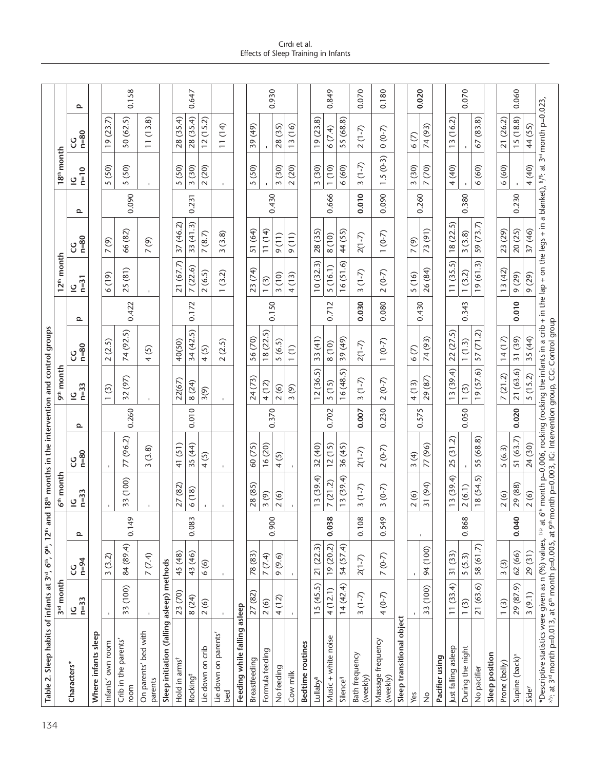**Table 2.** Sleep habits of infants at 3[rd], 6[th], 9[th], 12[th] and 18[th] months in the intervention and control groups

| Characters* | 3[rd] month | | | 6[th] month | | | 9[th] month | | | 12[th] month | | | 18[th] month | | |
|---|---|---|---|---|---|---|---|---|---|---|---|---|---|---|---|
| | IG n=33 | CG n=94 | p | IG n=33 | CG n=80 | p | IG n=33 | CG n=80 | p | IG n=31 | CG n=80 | p | IG n=10 | CG n=80 | p |
| **Where infants sleep** | | | | | | | | | | | | | | | |
| Infants' own room | - | 3 (3.2) | 0.149 | - | - | 0.260 | 1 (3) | 2 (2.5) | 0.422 | 6 (19) | 7 (9) | 0.090 | 5 (50) | 19 (23.7) | 0.158 |
| Crib in the parents' room | 33 (100) | 84 (89.4) | | 33 (100) | 77 (96.2) | | 32 (97) | 74 (92.5) | | 25 (81) | 66 (82) | | 5 (50) | 50 (62.5) | |
| On parents' bed with parents | - | 7 (7.4) | | - | 3 (3.8) | | - | 4 (5) | | - | 7 (9) | | - | 11 (13.8) | |
| **Sleep initiation (falling asleep) methods** | | | | | | | | | | | | | | | |
| Hold in arms[†] | 23 (70) | 45 (48) | 0.083 | 27 (82) | 41 (51) | 0.010 | 22(67) | 40(50) | 0.172 | 21 (67.7) | 37 (46.2) | 0.231 | 5 (50) | 28 (35.4) | 0.647 |
| Rocking[‡] | 8 (24) | 43 (46) | | 6 (18) | 35 (44) | | 8 (24) | 34 (42.5) | | 7 (22.6) | 33 (41.3) | | 3 (30) | 28 (35.4) | |
| Lie down on crib | 2 (6) | 6 (6) | | - | 4 (5) | | 3(9) | 4 (5) | | 2 (6.5) | 7 (8.7) | | 2 (20) | 12 (15.2) | |
| Lie down on parents' bed | - | - | | - | - | | - | 2 (2.5) | | 1 (3.2) | 3 (3.8) | | - | 11 (14) | |
| **Feeding while falling asleep** | | | | | | | | | | | | | | | |
| Breastfeeding | 27 (82) | 78 (83) | 0.900 | 28 (85) | 60 (75) | 0.370 | 24 (73) | 56 (70) | 0.150 | 23 (74) | 51 (64) | 0.430 | 5 (50) | 39 (49) | 0.930 |
| Formula feeding | 2 (6) | 7 (7.4) | | 3 (9) | 16 (20) | | 4 (12) | 18 (22.5) | | 1 (3) | 11 (14) | | - | - | |
| No feeding | 4 (12) | 9 (9.6) | | 2 (6) | 4 (5) | | 2 (6) | 5 (6.5) | | 3 (10) | 9 (11) | | 3 (30) | 28 (35) | |
| Cow milk | - | - | | - | - | | 3 (9) | 1 (1) | | 4 (13) | 9 (11) | | 2 (20) | 13 (16) | |
| **Bedtime routines** | | | | | | | | | | | | | | | |
| Lullaby[§] | 15 (45.5) | 21 (22.3) | 0.038 | 13 (39.4) | 32 (40) | 0.702 | 12 (36.5) | 33 (41) | 0.712 | 10 (32.3) | 28 (35) | 0.666 | 3 (30) | 19 (23.8) | 0.849 |
| Music + white noise | 4 (12.1) | 19 (20.2) | | 7 (21.2) | 12 (15) | | 5 (15) | 8 (10) | | 5 (16.1) | 8 (10) | | 1 (10) | 6 (7.4) | |
| Silence[¶] | 14 (42.4) | 54 (57.4) | | 13 (39.4) | 36 (45) | | 16 (48.5) | 39 (49) | | 16 (51.6) | 44 (55) | | 6 (60) | 55 (68.8) | |
| Bath frequency (weekly) | 3 (1-7) | 2(1-7) | 0.108 | 3 (1-7) | 2(1-7) | 0.007 | 3 (1-7) | 2(1-7) | 0.030 | 3 (1-7) | 2(1-7) | 0.010 | 3 (1-7) | 2 (1-7) | 0.070 |
| Massage frequency (weekly) | 4 (0-7) | 7 (0-7) | 0.549 | 3 (0-7) | 2 (0-7) | 0.230 | 2 (0-7) | 1 (0-7) | 0.080 | 2 (0-7) | 1 (0-7) | 0.090 | 1.5 (0-3) | 0 (0-7) | 0.180 |
| **Sleep transitional object** | | | | | | | | | | | | | | | |
| Yes | - | - | - | 2 (6) | 3 (4) | 0.575 | 4 (13) | 6 (7) | 0.430 | 5 (16) | 7 (9) | 0.260 | 3 (30) | 6 (7) | **0.020** |
| No | 33 (100) | 94 (100) | | 31 (94) | 77 (96) | | 29 (87) | 74 (93) | | 26 (84) | 73 (91) | | 7 (70) | 74 (93) | |
| **Pacifier using** | | | | | | | | | | | | | | | |
| Just falling asleep | 11 (33.4) | 31 (33) | 0.868 | 13 (39.4) | 25 (31.2) | 0.050 | 13 (39.4) | 22 (27.5) | 0.343 | 11 (35.5) | 18 (22.5) | 0.380 | 4 (40) | 13 (16.2) | 0.070 |
| During the night | 1 (3) | 5 (5.3) | | 2 (6.1) | - | | 1 (3) | 1 (1.3) | | 1 (3.2) | 3 (3.8) | | - | - | |
| No pacifier | 21 (63.6) | 58 (61.7) | | 18 (54.5) | 55 (68.8) | | 19 (57.6) | 57 (71.2) | | 19 (61.3) | 59 (73.7) | | 6 (60) | 67 (83.8) | |
| **Sleep position** | | | | | | | | | | | | | | | |
| Prone (belly) | 1 (3) | 3 (3) | 0.040 | 2 (6) | 5 (6.3) | 0.020 | 7 (21.2) | 14 (17) | 0.010 | 13 (42) | 23 (29) | 0.230 | 6 (60) | 21 (26.2) | 0.060 |
| Supine (back)[x] | 29 (87.9) | 62 (66) | | 29 (88) | 51 (63.7) | | 21 (63.6) | 31 (39) | | 9 (29) | 20 (25) | | - | 15 (18.8) | |
| Side[y] | 3 (9.1) | 29 (31) | | 2 (6) | 24 (30) | | 5 (15.2) | 35 (44) | | 9 (29) | 37 (46) | | 4 (40) | 44 (55) | |

*Descriptive statistics were given as n (%) values, [†/‡]: at 6[th] month p=0.006, rocking (rocking the infants in a crib + in the lap + on the legs + in a blanket), [§/¶]: at 3[rd] month p=0.023, [x/y]: at 3[rd] month p=0.013, at 6[th] month p=0.005, at 9[th] month p=0.003, IG: Intervention group, CG: Control group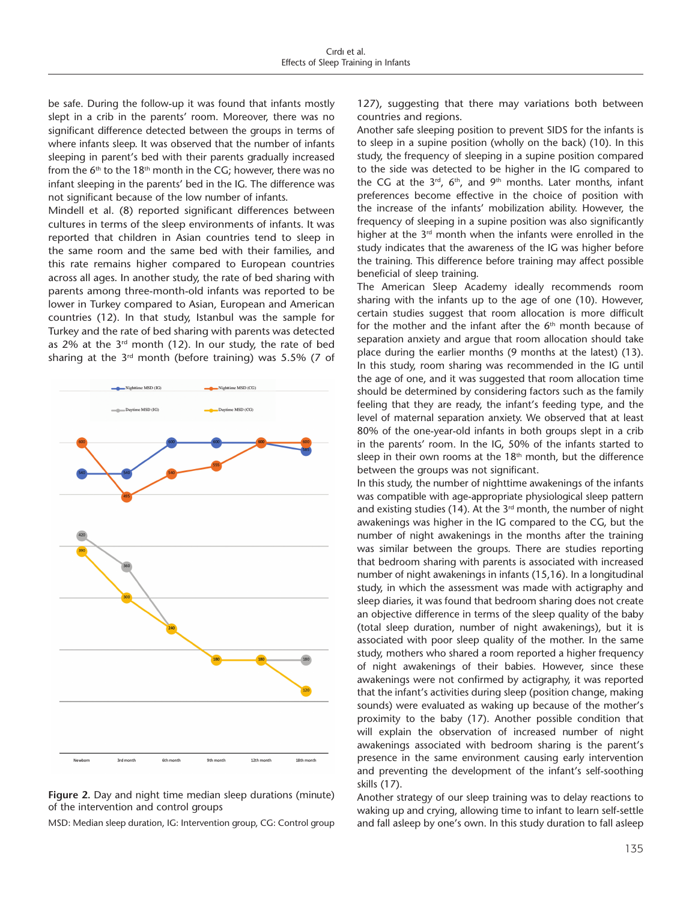be safe. During the follow-up it was found that infants mostly slept in a crib in the parents' room. Moreover, there was no significant difference detected between the groups in terms of where infants sleep. It was observed that the number of infants sleeping in parent's bed with their parents gradually increased from the 6th to the 18th month in the CG; however, there was no infant sleeping in the parents' bed in the IG. The difference was not significant because of the low number of infants.

Mindell et al. (8) reported significant differences between cultures in terms of the sleep environments of infants. It was reported that children in Asian countries tend to sleep in the same room and the same bed with their families, and this rate remains higher compared to European countries across all ages. In another study, the rate of bed sharing with parents among three-month-old infants was reported to be lower in Turkey compared to Asian, European and American countries (12). In that study, Istanbul was the sample for Turkey and the rate of bed sharing with parents was detected as 2% at the 3rd month (12). In our study, the rate of bed sharing at the 3rd month (before training) was 5.5% (7 of 127), suggesting that there may variations both between countries and regions.

**Figure 2.** Day and night time median sleep durations (minute) of the intervention and control groups

MSD: Median sleep duration, IG: Intervention group, CG: Control group

Another safe sleeping position to prevent SIDS for the infants is to sleep in a supine position (wholly on the back) (10). In this study, the frequency of sleeping in a supine position compared to the side was detected to be higher in the IG compared to the CG at the 3rd, 6th, and 9th months. Later months, infant preferences become effective in the choice of position with the increase of the infants' mobilization ability. However, the frequency of sleeping in a supine position was also significantly higher at the 3rd month when the infants were enrolled in the study indicates that the awareness of the IG was higher before the training. This difference before training may affect possible beneficial of sleep training.

The American Sleep Academy ideally recommends room sharing with the infants up to the age of one (10). However, certain studies suggest that room allocation is more difficult for the mother and the infant after the 6th month because of separation anxiety and argue that room allocation should take place during the earlier months (9 months at the latest) (13). In this study, room sharing was recommended in the IG until the age of one, and it was suggested that room allocation time should be determined by considering factors such as the family feeling that they are ready, the infant's feeding type, and the level of maternal separation anxiety. We observed that at least 80% of the one-year-old infants in both groups slept in a crib in the parents' room. In the IG, 50% of the infants started to sleep in their own rooms at the 18th month, but the difference between the groups was not significant.

In this study, the number of nighttime awakenings of the infants was compatible with age-appropriate physiological sleep pattern and existing studies (14). At the 3rd month, the number of night awakenings was higher in the IG compared to the CG, but the number of night awakenings in the months after the training was similar between the groups. There are studies reporting that bedroom sharing with parents is associated with increased number of night awakenings in infants (15,16). In a longitudinal study, in which the assessment was made with actigraphy and sleep diaries, it was found that bedroom sharing does not create an objective difference in terms of the sleep quality of the baby (total sleep duration, number of night awakenings), but it is associated with poor sleep quality of the mother. In the same study, mothers who shared a room reported a higher frequency of night awakenings of their babies. However, since these awakenings were not confirmed by actigraphy, it was reported that the infant's activities during sleep (position change, making sounds) were evaluated as waking up because of the mother's proximity to the baby (17). Another possible condition that will explain the observation of increased number of night awakenings associated with bedroom sharing is the parent's presence in the same environment causing early intervention and preventing the development of the infant's self-soothing skills (17).

Another strategy of our sleep training was to delay reactions to waking up and crying, allowing time to infant to learn self-settle and fall asleep by one's own. In this study duration to fall asleep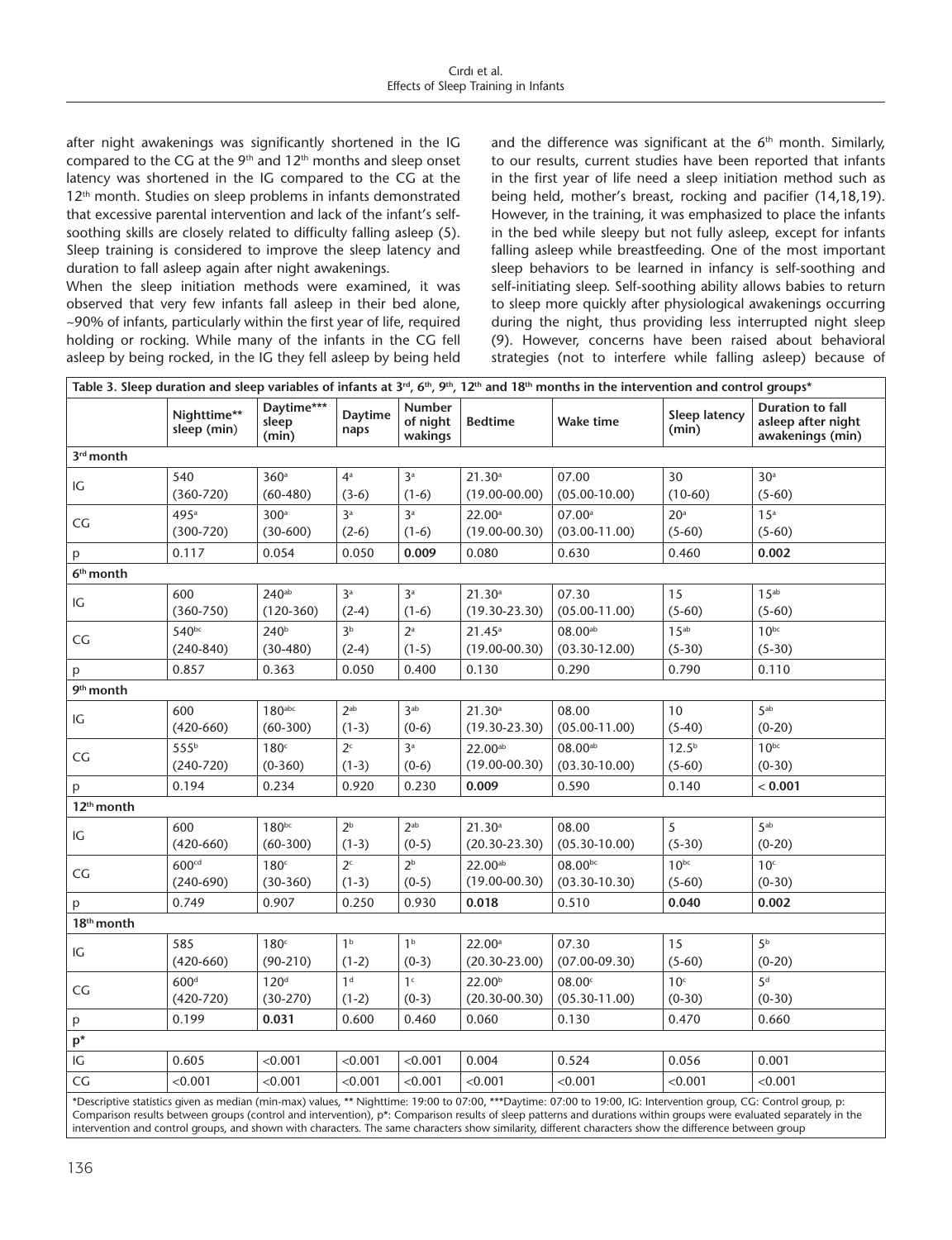after night awakenings was significantly shortened in the IG compared to the CG at the 9th and 12th months and sleep onset latency was shortened in the IG compared to the CG at the 12th month. Studies on sleep problems in infants demonstrated that excessive parental intervention and lack of the infant's self-soothing skills are closely related to difficulty falling asleep (5). Sleep training is considered to improve the sleep latency and duration to fall asleep again after night awakenings.

When the sleep initiation methods were examined, it was observed that very few infants fall asleep in their bed alone, ~90% of infants, particularly within the first year of life, required holding or rocking. While many of the infants in the CG fell asleep by being rocked, in the IG they fell asleep by being held and the difference was significant at the 6th month. Similarly, to our results, current studies have been reported that infants in the first year of life need a sleep initiation method such as being held, mother's breast, rocking and pacifier (14,18,19). However, in the training, it was emphasized to place the infants in the bed while sleepy but not fully asleep, except for infants falling asleep while breastfeeding. One of the most important sleep behaviors to be learned in infancy is self-soothing and self-initiating sleep. Self-soothing ability allows babies to return to sleep more quickly after physiological awakenings occurring during the night, thus providing less interrupted night sleep (9). However, concerns have been raised about behavioral strategies (not to interfere while falling asleep) because of

**Table 3. Sleep duration and sleep variables of infants at 3rd, 6th, 9th, 12th and 18th months in the intervention and control groups***

| | Nighttime** sleep (min) | Daytime*** sleep (min) | Daytime naps | Number of night wakings | Bedtime | Wake time | Sleep latency (min) | Duration to fall asleep after night awakenings (min) |
|---|---|---|---|---|---|---|---|---|
| **3rd month** | | | | | | | | |
| IG | 540 (360-720) | 360[a] (60-480) | 4[a] (3-6) | 3[a] (1-6) | 21.30[a] (19.00-00.00) | 07.00 (05.00-10.00) | 30 (10-60) | 30[a] (5-60) |
| CG | 495[a] (300-720) | 300[a] (30-600) | 3[a] (2-6) | 3[a] (1-6) | 22.00[a] (19.00-00.30) | 07.00[a] (03.00-11.00) | 20[a] (5-60) | 15[a] (5-60) |
| p | 0.117 | 0.054 | 0.050 | **0.009** | 0.080 | 0.630 | 0.460 | **0.002** |
| **6th month** | | | | | | | | |
| IG | 600 (360-750) | 240[ab] (120-360) | 3[a] (2-4) | 3[a] (1-6) | 21.30[a] (19.30-23.30) | 07.30 (05.00-11.00) | 15 (5-60) | 15[ab] (5-60) |
| CG | 540[bc] (240-840) | 240[b] (30-480) | 3[b] (2-4) | 2[a] (1-5) | 21.45[a] (19.00-00.30) | 08.00[ab] (03.30-12.00) | 15[ab] (5-30) | 10[bc] (5-30) |
| p | 0.857 | 0.363 | 0.050 | 0.400 | 0.130 | 0.290 | 0.790 | 0.110 |
| **9th month** | | | | | | | | |
| IG | 600 (420-660) | 180[abc] (60-300) | 2[ab] (1-3) | 3[ab] (0-6) | 21.30[a] (19.30-23.30) | 08.00 (05.00-11.00) | 10 (5-40) | 5[ab] (0-20) |
| CG | 555[b] (240-720) | 180[c] (0-360) | 2[c] (1-3) | 3[a] (0-6) | 22.00[ab] (19.00-00.30) | 08.00[ab] (03.30-10.00) | 12.5[b] (5-60) | 10[bc] (0-30) |
| p | 0.194 | 0.234 | 0.920 | 0.230 | **0.009** | 0.590 | 0.140 | **< 0.001** |
| **12th month** | | | | | | | | |
| IG | 600 (420-660) | 180[bc] (60-300) | 2[b] (1-3) | 2[ab] (0-5) | 21.30[a] (20.30-23.30) | 08.00 (05.30-10.00) | 5 (5-30) | 5[ab] (0-20) |
| CG | 600[cd] (240-690) | 180[c] (30-360) | 2[c] (1-3) | 2[b] (0-5) | 22.00[ab] (19.00-00.30) | 08.00[bc] (03.30-10.30) | 10[bc] (5-60) | 10[c] (0-30) |
| p | 0.749 | 0.907 | 0.250 | 0.930 | **0.018** | 0.510 | **0.040** | **0.002** |
| **18th month** | | | | | | | | |
| IG | 585 (420-660) | 180[c] (90-210) | 1[b] (1-2) | 1[b] (0-3) | 22.00[a] (20.30-23.00) | 07.30 (07.00-09.30) | 15 (5-60) | 5[b] (0-20) |
| CG | 600[d] (420-720) | 120[d] (30-270) | 1[d] (1-2) | 1[c] (0-3) | 22.00[b] (20.30-00.30) | 08.00[c] (05.30-11.00) | 10[c] (0-30) | 5[d] (0-30) |
| p | 0.199 | **0.031** | 0.600 | 0.460 | 0.060 | 0.130 | 0.470 | 0.660 |
| **p*** | | | | | | | | |
| IG | 0.605 | <0.001 | <0.001 | <0.001 | 0.004 | 0.524 | 0.056 | 0.001 |
| CG | <0.001 | <0.001 | <0.001 | <0.001 | <0.001 | <0.001 | <0.001 | <0.001 |

*Descriptive statistics given as median (min-max) values, ** Nighttime: 19:00 to 07:00, ***Daytime: 07:00 to 19:00, IG: Intervention group, CG: Control group, p: Comparison results between groups (control and intervention), p*: Comparison results of sleep patterns and durations within groups were evaluated separately in the intervention and control groups, and shown with characters. The same characters show similarity, different characters show the difference between group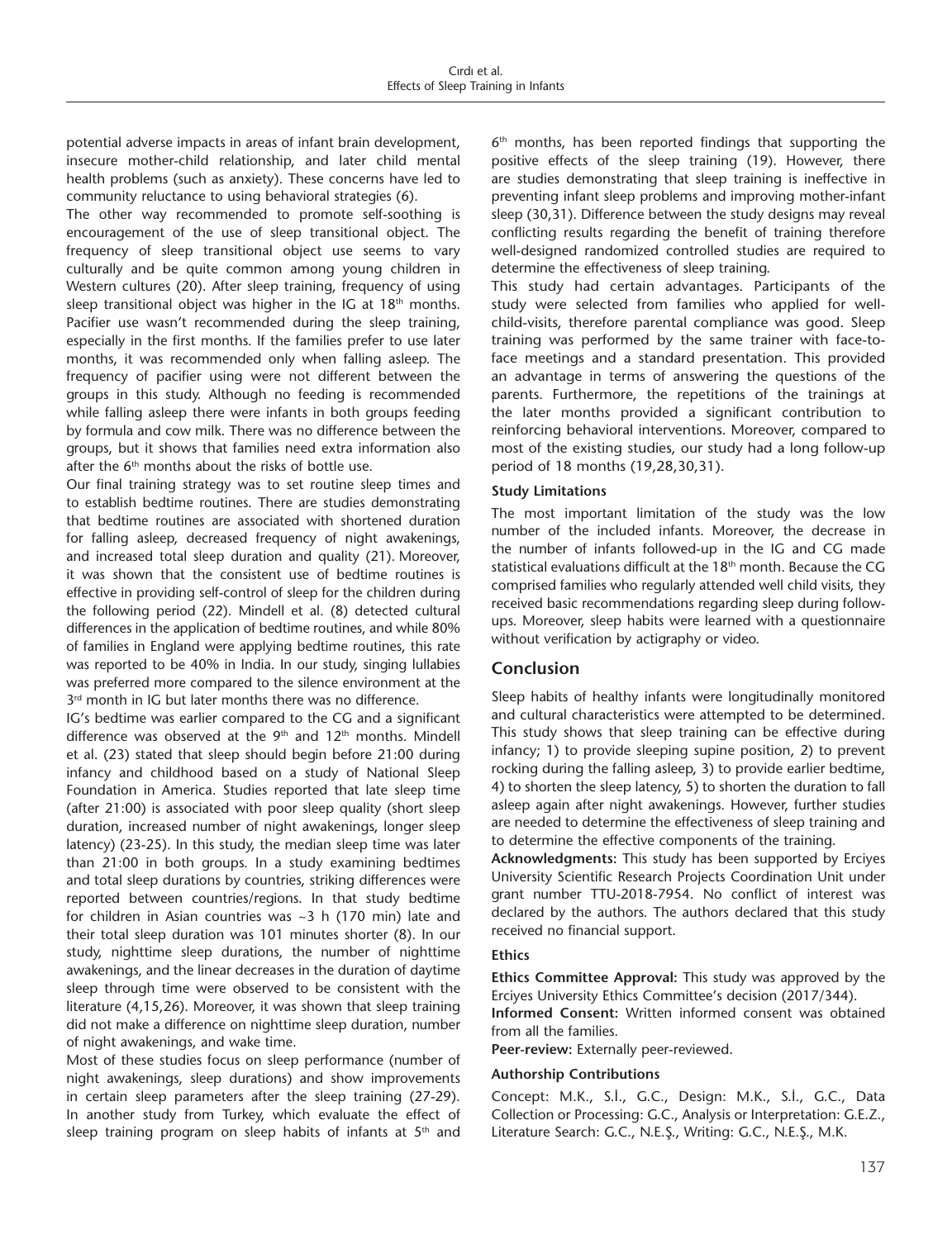potential adverse impacts in areas of infant brain development, insecure mother-child relationship, and later child mental health problems (such as anxiety). These concerns have led to community reluctance to using behavioral strategies (6).

The other way recommended to promote self-soothing is encouragement of the use of sleep transitional object. The frequency of sleep transitional object use seems to vary culturally and be quite common among young children in Western cultures (20). After sleep training, frequency of using sleep transitional object was higher in the IG at 18th months. Pacifier use wasn't recommended during the sleep training, especially in the first months. If the families prefer to use later months, it was recommended only when falling asleep. The frequency of pacifier using were not different between the groups in this study. Although no feeding is recommended while falling asleep there were infants in both groups feeding by formula and cow milk. There was no difference between the groups, but it shows that families need extra information also after the 6th months about the risks of bottle use.

Our final training strategy was to set routine sleep times and to establish bedtime routines. There are studies demonstrating that bedtime routines are associated with shortened duration for falling asleep, decreased frequency of night awakenings, and increased total sleep duration and quality (21). Moreover, it was shown that the consistent use of bedtime routines is effective in providing self-control of sleep for the children during the following period (22). Mindell et al. (8) detected cultural differences in the application of bedtime routines, and while 80% of families in England were applying bedtime routines, this rate was reported to be 40% in India. In our study, singing lullabies was preferred more compared to the silence environment at the 3rd month in IG but later months there was no difference.

IG's bedtime was earlier compared to the CG and a significant difference was observed at the 9th and 12th months. Mindell et al. (23) stated that sleep should begin before 21:00 during infancy and childhood based on a study of National Sleep Foundation in America. Studies reported that late sleep time (after 21:00) is associated with poor sleep quality (short sleep duration, increased number of night awakenings, longer sleep latency) (23-25). In this study, the median sleep time was later than 21:00 in both groups. In a study examining bedtimes and total sleep durations by countries, striking differences were reported between countries/regions. In that study bedtime for children in Asian countries was ~3 h (170 min) late and their total sleep duration was 101 minutes shorter (8). In our study, nighttime sleep durations, the number of nighttime awakenings, and the linear decreases in the duration of daytime sleep through time were observed to be consistent with the literature (4,15,26). Moreover, it was shown that sleep training did not make a difference on nighttime sleep duration, number of night awakenings, and wake time.

Most of these studies focus on sleep performance (number of night awakenings, sleep durations) and show improvements in certain sleep parameters after the sleep training (27-29). In another study from Turkey, which evaluate the effect of sleep training program on sleep habits of infants at 5th and 6th months, has been reported findings that supporting the positive effects of the sleep training (19). However, there are studies demonstrating that sleep training is ineffective in preventing infant sleep problems and improving mother-infant sleep (30,31). Difference between the study designs may reveal conflicting results regarding the benefit of training therefore well-designed randomized controlled studies are required to determine the effectiveness of sleep training.

This study had certain advantages. Participants of the study were selected from families who applied for well-child-visits, therefore parental compliance was good. Sleep training was performed by the same trainer with face-to-face meetings and a standard presentation. This provided an advantage in terms of answering the questions of the parents. Furthermore, the repetitions of the trainings at the later months provided a significant contribution to reinforcing behavioral interventions. Moreover, compared to most of the existing studies, our study had a long follow-up period of 18 months (19,28,30,31).

### Study Limitations

The most important limitation of the study was the low number of the included infants. Moreover, the decrease in the number of infants followed-up in the IG and CG made statistical evaluations difficult at the 18th month. Because the CG comprised families who regularly attended well child visits, they received basic recommendations regarding sleep during follow-ups. Moreover, sleep habits were learned with a questionnaire without verification by actigraphy or video.

## Conclusion

Sleep habits of healthy infants were longitudinally monitored and cultural characteristics were attempted to be determined. This study shows that sleep training can be effective during infancy; 1) to provide sleeping supine position, 2) to prevent rocking during the falling asleep, 3) to provide earlier bedtime, 4) to shorten the sleep latency, 5) to shorten the duration to fall asleep again after night awakenings. However, further studies are needed to determine the effectiveness of sleep training and to determine the effective components of the training.

**Acknowledgments:** This study has been supported by Erciyes University Scientific Research Projects Coordination Unit under grant number TTU-2018-7954. No conflict of interest was declared by the authors. The authors declared that this study received no financial support.

### Ethics

**Ethics Committee Approval:** This study was approved by the Erciyes University Ethics Committee's decision (2017/344).

**Informed Consent:** Written informed consent was obtained from all the families.

**Peer-review:** Externally peer-reviewed.

### Authorship Contributions

Concept: M.K., S.İ., G.C., Design: M.K., S.İ., G.C., Data Collection or Processing: G.C., Analysis or Interpretation: G.E.Z., Literature Search: G.C., N.E.Ş., Writing: G.C., N.E.Ş., M.K.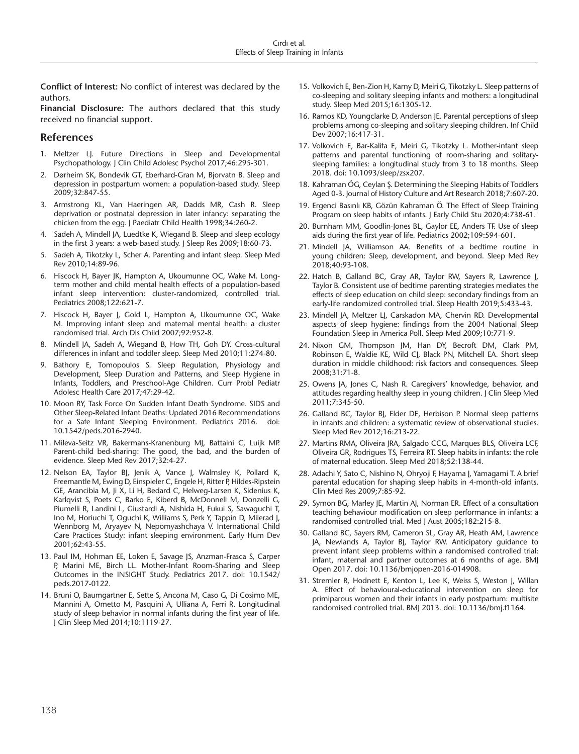**Conflict of Interest:** No conflict of interest was declared by the authors.

**Financial Disclosure:** The authors declared that this study received no financial support.

## References

1. Meltzer LJ. Future Directions in Sleep and Developmental Psychopathology. J Clin Child Adolesc Psychol 2017;46:295-301.
2. Dørheim SK, Bondevik GT, Eberhard-Gran M, Bjorvatn B. Sleep and depression in postpartum women: a population-based study. Sleep 2009;32:847-55.
3. Armstrong KL, Van Haeringen AR, Dadds MR, Cash R. Sleep deprivation or postnatal depression in later infancy: separating the chicken from the egg. J Paediatr Child Health 1998;34:260-2.
4. Sadeh A, Mindell JA, Luedtke K, Wiegand B. Sleep and sleep ecology in the first 3 years: a web-based study. J Sleep Res 2009;18:60-73.
5. Sadeh A, Tikotzky L, Scher A. Parenting and infant sleep. Sleep Med Rev 2010;14:89-96.
6. Hiscock H, Bayer JK, Hampton A, Ukoumunne OC, Wake M. Long-term mother and child mental health effects of a population-based infant sleep intervention: cluster-randomized, controlled trial. Pediatrics 2008;122:621-7.
7. Hiscock H, Bayer J, Gold L, Hampton A, Ukoumunne OC, Wake M. Improving infant sleep and maternal mental health: a cluster randomised trial. Arch Dis Child 2007;92:952-8.
8. Mindell JA, Sadeh A, Wiegand B, How TH, Goh DY. Cross-cultural differences in infant and toddler sleep. Sleep Med 2010;11:274-80.
9. Bathory E, Tomopoulos S. Sleep Regulation, Physiology and Development, Sleep Duration and Patterns, and Sleep Hygiene in Infants, Toddlers, and Preschool-Age Children. Curr Probl Pediatr Adolesc Health Care 2017;47:29-42.
10. Moon RY, Task Force On Sudden Infant Death Syndrome. SIDS and Other Sleep-Related Infant Deaths: Updated 2016 Recommendations for a Safe Infant Sleeping Environment. Pediatrics 2016. doi: 10.1542/peds.2016-2940.
11. Mileva-Seitz VR, Bakermans-Kranenburg MJ, Battaini C, Luijk MP. Parent-child bed-sharing: The good, the bad, and the burden of evidence. Sleep Med Rev 2017;32:4-27.
12. Nelson EA, Taylor BJ, Jenik A, Vance J, Walmsley K, Pollard K, Freemantle M, Ewing D, Einspieler C, Engele H, Ritter P, Hildes-Ripstein GE, Arancibia M, Ji X, Li H, Bedard C, Helweg-Larsen K, Sidenius K, Karlqvist S, Poets C, Barko E, Kiberd B, McDonnell M, Donzelli G, Piumelli R, Landini L, Giustardi A, Nishida H, Fukui S, Sawaguchi T, Ino M, Horiuchi T, Oguchi K, Williams S, Perk Y, Tappin D, Milerad J, Wennborg M, Aryayev N, Nepomyashchaya V. International Child Care Practices Study: infant sleeping environment. Early Hum Dev 2001;62:43-55.
13. Paul IM, Hohman EE, Loken E, Savage JS, Anzman-Frasca S, Carper P, Marini ME, Birch LL. Mother-Infant Room-Sharing and Sleep Outcomes in the INSIGHT Study. Pediatrics 2017. doi: 10.1542/peds.2017-0122.
14. Bruni O, Baumgartner E, Sette S, Ancona M, Caso G, Di Cosimo ME, Mannini A, Ometto M, Pasquini A, Ulliana A, Ferri R. Longitudinal study of sleep behavior in normal infants during the first year of life. J Clin Sleep Med 2014;10:1119-27.
15. Volkovich E, Ben-Zion H, Karny D, Meiri G, Tikotzky L. Sleep patterns of co-sleeping and solitary sleeping infants and mothers: a longitudinal study. Sleep Med 2015;16:1305-12.
16. Ramos KD, Youngclarke D, Anderson JE. Parental perceptions of sleep problems among co-sleeping and solitary sleeping children. Inf Child Dev 2007;16:417-31.
17. Volkovich E, Bar-Kalifa E, Meiri G, Tikotzky L. Mother-infant sleep patterns and parental functioning of room-sharing and solitary-sleeping families: a longitudinal study from 3 to 18 months. Sleep 2018. doi: 10.1093/sleep/zsx207.
18. Kahraman ÖG, Ceylan Ş. Determining the Sleeping Habits of Toddlers Aged 0-3. Journal of History Culture and Art Research 2018;7:607-20.
19. Ergenci Basınlı KB, Gözün Kahraman Ö. The Effect of Sleep Training Program on sleep habits of ınfants. J Early Child Stu 2020;4:738-61.
20. Burnham MM, Goodlin-Jones BL, Gaylor EE, Anders TF. Use of sleep aids during the first year of life. Pediatrics 2002;109:594-601.
21. Mindell JA, Williamson AA. Benefits of a bedtime routine in young children: Sleep, development, and beyond. Sleep Med Rev 2018;40:93-108.
22. Hatch B, Galland BC, Gray AR, Taylor RW, Sayers R, Lawrence J, Taylor B. Consistent use of bedtime parenting strategies mediates the effects of sleep education on child sleep: secondary findings from an early-life randomized controlled trial. Sleep Health 2019;5:433-43.
23. Mindell JA, Meltzer LJ, Carskadon MA, Chervin RD. Developmental aspects of sleep hygiene: findings from the 2004 National Sleep Foundation Sleep in America Poll. Sleep Med 2009;10:771-9.
24. Nixon GM, Thompson JM, Han DY, Becroft DM, Clark PM, Robinson E, Waldie KE, Wild CJ, Black PN, Mitchell EA. Short sleep duration in middle childhood: risk factors and consequences. Sleep 2008;31:71-8.
25. Owens JA, Jones C, Nash R. Caregivers' knowledge, behavior, and attitudes regarding healthy sleep in young children. J Clin Sleep Med 2011;7:345-50.
26. Galland BC, Taylor BJ, Elder DE, Herbison P. Normal sleep patterns in infants and children: a systematic review of observational studies. Sleep Med Rev 2012;16:213-22.
27. Martins RMA, Oliveira JRA, Salgado CCG, Marques BLS, Oliveira LCF, Oliveira GR, Rodrigues TS, Ferreira RT. Sleep habits in infants: the role of maternal education. Sleep Med 2018;52:138-44.
28. Adachi Y, Sato C, Nishino N, Ohryoji F, Hayama J, Yamagami T. A brief parental education for shaping sleep habits in 4-month-old infants. Clin Med Res 2009;7:85-92.
29. Symon BG, Marley JE, Martin AJ, Norman ER. Effect of a consultation teaching behaviour modification on sleep performance in infants: a randomised controlled trial. Med J Aust 2005;182:215-8.
30. Galland BC, Sayers RM, Cameron SL, Gray AR, Heath AM, Lawrence JA, Newlands A, Taylor BJ, Taylor RW. Anticipatory guidance to prevent infant sleep problems within a randomised controlled trial: infant, maternal and partner outcomes at 6 months of age. BMJ Open 2017. doi: 10.1136/bmjopen-2016-014908.
31. Stremler R, Hodnett E, Kenton L, Lee K, Weiss S, Weston J, Willan A. Effect of behavioural-educational intervention on sleep for primiparous women and their infants in early postpartum: multisite randomised controlled trial. BMJ 2013. doi: 10.1136/bmj.f1164.